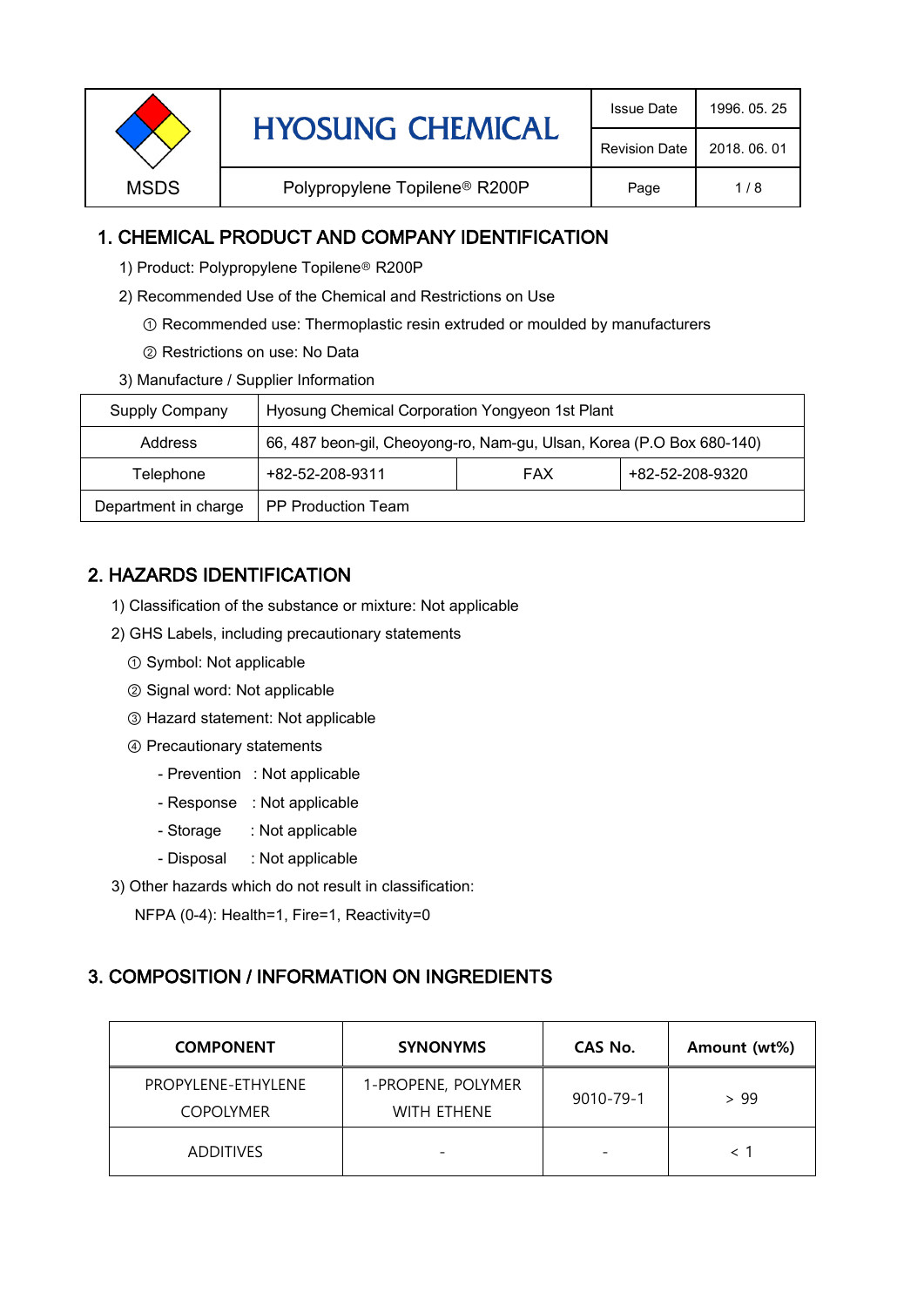| MSDS | HYOSUNG CHEMICAL | Issue Date | 1996. 05. 25 |
|---|---|---|---|
| | | Revision Date | 2018. 06. 01 |
| | Polypropylene Topilene® R200P | Page | 1 / 8 |

## 1. CHEMICAL PRODUCT AND COMPANY IDENTIFICATION

1) Product: Polypropylene Topilene® R200P

2) Recommended Use of the Chemical and Restrictions on Use

① Recommended use: Thermoplastic resin extruded or moulded by manufacturers

② Restrictions on use: No Data

3) Manufacture / Supplier Information

| Supply Company | Hyosung Chemical Corporation Yongyeon 1st Plant | | |
|---|---|---|---|
| Address | 66, 487 beon-gil, Cheoyong-ro, Nam-gu, Ulsan, Korea (P.O Box 680-140) | | |
| Telephone | +82-52-208-9311 | FAX | +82-52-208-9320 |
| Department in charge | PP Production Team | | |

## 2. HAZARDS IDENTIFICATION

1) Classification of the substance or mixture: Not applicable

2) GHS Labels, including precautionary statements

① Symbol: Not applicable

② Signal word: Not applicable

③ Hazard statement: Not applicable

④ Precautionary statements

- Prevention : Not applicable
- Response : Not applicable
- Storage : Not applicable
- Disposal : Not applicable

3) Other hazards which do not result in classification:

NFPA (0-4): Health=1, Fire=1, Reactivity=0

## 3. COMPOSITION / INFORMATION ON INGREDIENTS

| COMPONENT | SYNONYMS | CAS No. | Amount (wt%) |
|---|---|---|---|
| PROPYLENE-ETHYLENE COPOLYMER | 1-PROPENE, POLYMER WITH ETHENE | 9010-79-1 | > 99 |
| ADDITIVES | - | - | < 1 |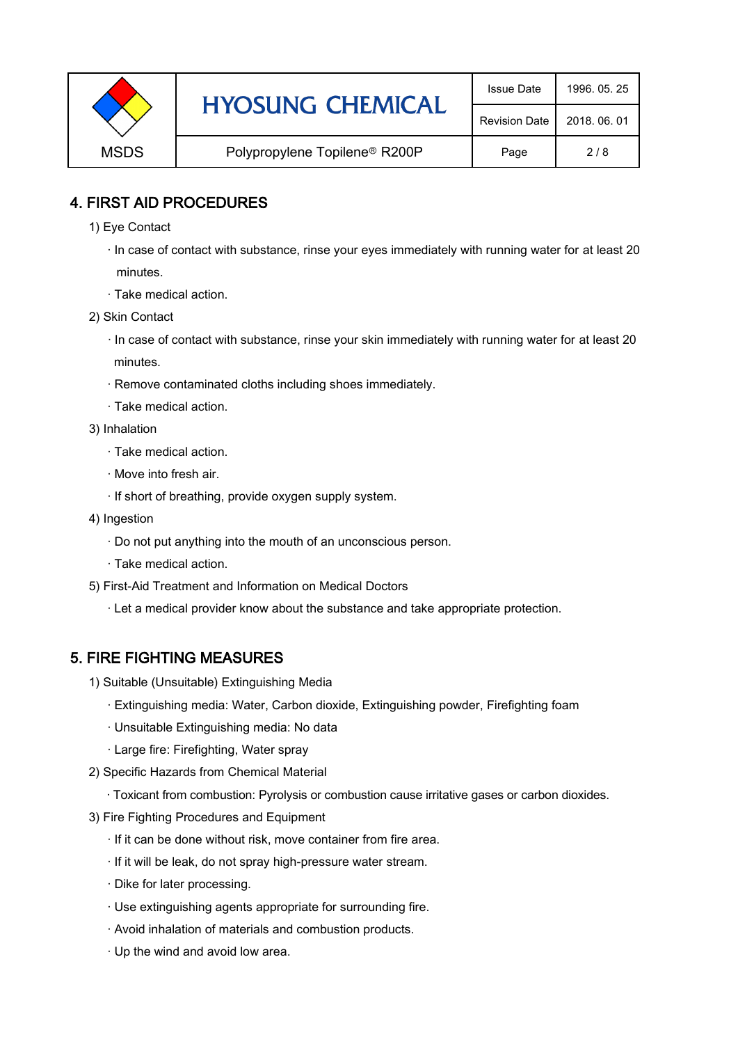## 4. FIRST AID PROCEDURES

1) Eye Contact

- In case of contact with substance, rinse your eyes immediately with running water for at least 20 minutes.
- Take medical action.

2) Skin Contact

- In case of contact with substance, rinse your skin immediately with running water for at least 20 minutes.
- Remove contaminated cloths including shoes immediately.
- Take medical action.

3) Inhalation

- Take medical action.
- Move into fresh air.
- If short of breathing, provide oxygen supply system.

4) Ingestion

- Do not put anything into the mouth of an unconscious person.
- Take medical action.

5) First-Aid Treatment and Information on Medical Doctors

- Let a medical provider know about the substance and take appropriate protection.

## 5. FIRE FIGHTING MEASURES

1) Suitable (Unsuitable) Extinguishing Media

- Extinguishing media: Water, Carbon dioxide, Extinguishing powder, Firefighting foam
- Unsuitable Extinguishing media: No data
- Large fire: Firefighting, Water spray

2) Specific Hazards from Chemical Material

- Toxicant from combustion: Pyrolysis or combustion cause irritative gases or carbon dioxides.

3) Fire Fighting Procedures and Equipment

- If it can be done without risk, move container from fire area.
- If it will be leak, do not spray high-pressure water stream.
- Dike for later processing.
- Use extinguishing agents appropriate for surrounding fire.
- Avoid inhalation of materials and combustion products.
- Up the wind and avoid low area.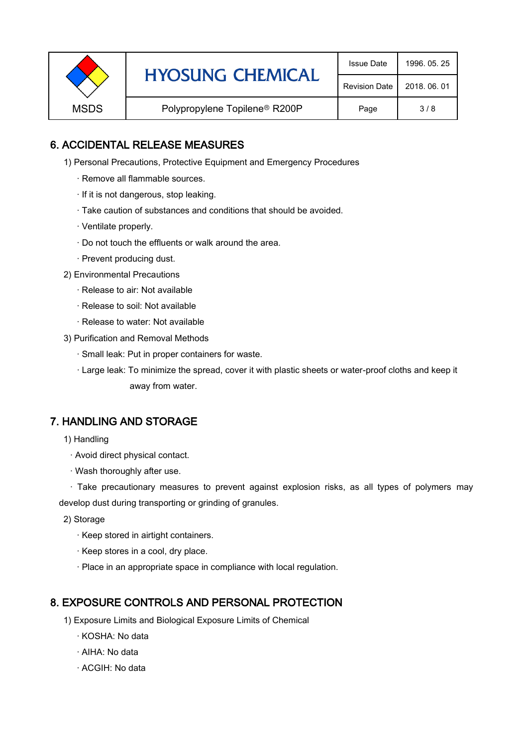## 6. ACCIDENTAL RELEASE MEASURES

1) Personal Precautions, Protective Equipment and Emergency Procedures

· Remove all flammable sources.

· If it is not dangerous, stop leaking.

· Take caution of substances and conditions that should be avoided.

· Ventilate properly.

· Do not touch the effluents or walk around the area.

· Prevent producing dust.

2) Environmental Precautions

· Release to air: Not available

· Release to soil: Not available

· Release to water: Not available

3) Purification and Removal Methods

· Small leak: Put in proper containers for waste.

· Large leak: To minimize the spread, cover it with plastic sheets or water-proof cloths and keep it away from water.

## 7. HANDLING AND STORAGE

1) Handling

· Avoid direct physical contact.

· Wash thoroughly after use.

· Take precautionary measures to prevent against explosion risks, as all types of polymers may develop dust during transporting or grinding of granules.

2) Storage

· Keep stored in airtight containers.

· Keep stores in a cool, dry place.

· Place in an appropriate space in compliance with local regulation.

## 8. EXPOSURE CONTROLS AND PERSONAL PROTECTION

1) Exposure Limits and Biological Exposure Limits of Chemical

· KOSHA: No data

· AIHA: No data

· ACGIH: No data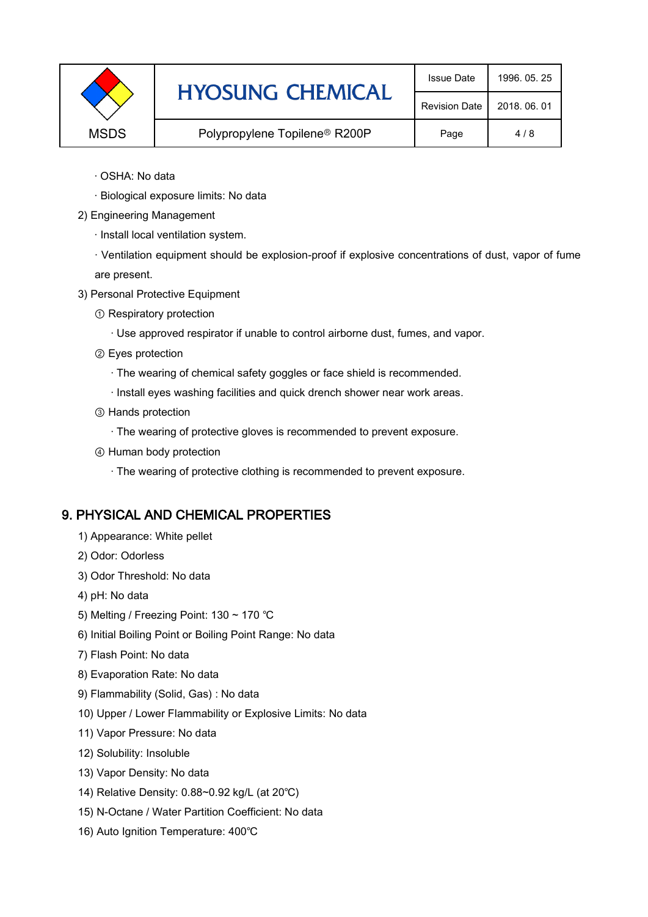· OSHA: No data

· Biological exposure limits: No data

2) Engineering Management

· Install local ventilation system.

· Ventilation equipment should be explosion-proof if explosive concentrations of dust, vapor of fume are present.

3) Personal Protective Equipment

① Respiratory protection

· Use approved respirator if unable to control airborne dust, fumes, and vapor.

② Eyes protection

· The wearing of chemical safety goggles or face shield is recommended.

· Install eyes washing facilities and quick drench shower near work areas.

③ Hands protection

· The wearing of protective gloves is recommended to prevent exposure.

④ Human body protection

· The wearing of protective clothing is recommended to prevent exposure.

## 9. PHYSICAL AND CHEMICAL PROPERTIES

1) Appearance: White pellet
2) Odor: Odorless
3) Odor Threshold: No data
4) pH: No data
5) Melting / Freezing Point: 130 ~ 170 ℃
6) Initial Boiling Point or Boiling Point Range: No data
7) Flash Point: No data
8) Evaporation Rate: No data
9) Flammability (Solid, Gas) : No data
10) Upper / Lower Flammability or Explosive Limits: No data
11) Vapor Pressure: No data
12) Solubility: Insoluble
13) Vapor Density: No data
14) Relative Density: 0.88~0.92 kg/L (at 20℃)
15) N-Octane / Water Partition Coefficient: No data
16) Auto Ignition Temperature: 400℃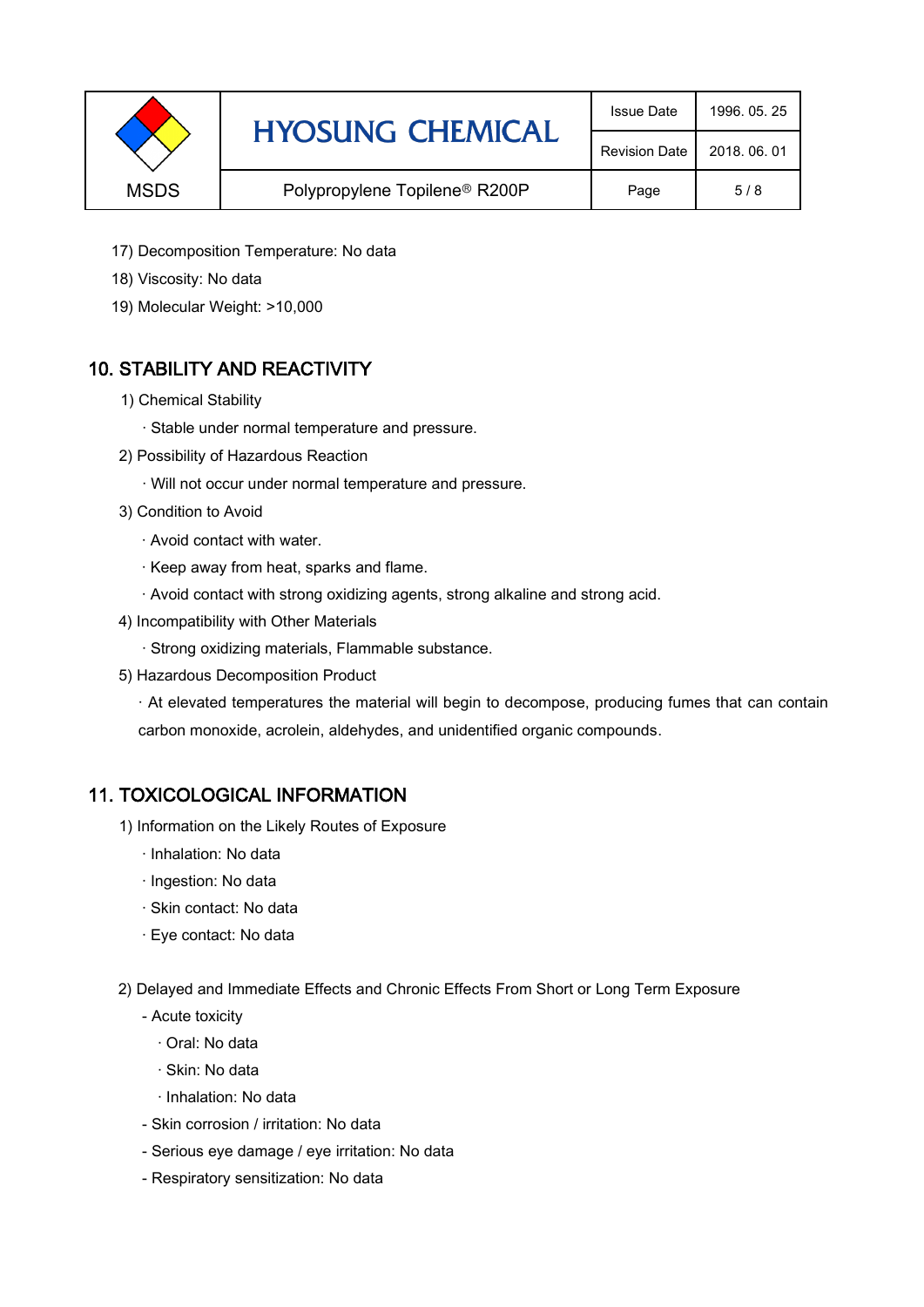17) Decomposition Temperature: No data

18) Viscosity: No data

19) Molecular Weight: >10,000

## 10. STABILITY AND REACTIVITY

1) Chemical Stability

· Stable under normal temperature and pressure.

2) Possibility of Hazardous Reaction

· Will not occur under normal temperature and pressure.

3) Condition to Avoid

· Avoid contact with water.

· Keep away from heat, sparks and flame.

· Avoid contact with strong oxidizing agents, strong alkaline and strong acid.

4) Incompatibility with Other Materials

· Strong oxidizing materials, Flammable substance.

5) Hazardous Decomposition Product

· At elevated temperatures the material will begin to decompose, producing fumes that can contain carbon monoxide, acrolein, aldehydes, and unidentified organic compounds.

## 11. TOXICOLOGICAL INFORMATION

1) Information on the Likely Routes of Exposure

· Inhalation: No data

· Ingestion: No data

· Skin contact: No data

· Eye contact: No data

2) Delayed and Immediate Effects and Chronic Effects From Short or Long Term Exposure

- Acute toxicity
  - · Oral: No data
  - · Skin: No data
  - · Inhalation: No data
- Skin corrosion / irritation: No data
- Serious eye damage / eye irritation: No data
- Respiratory sensitization: No data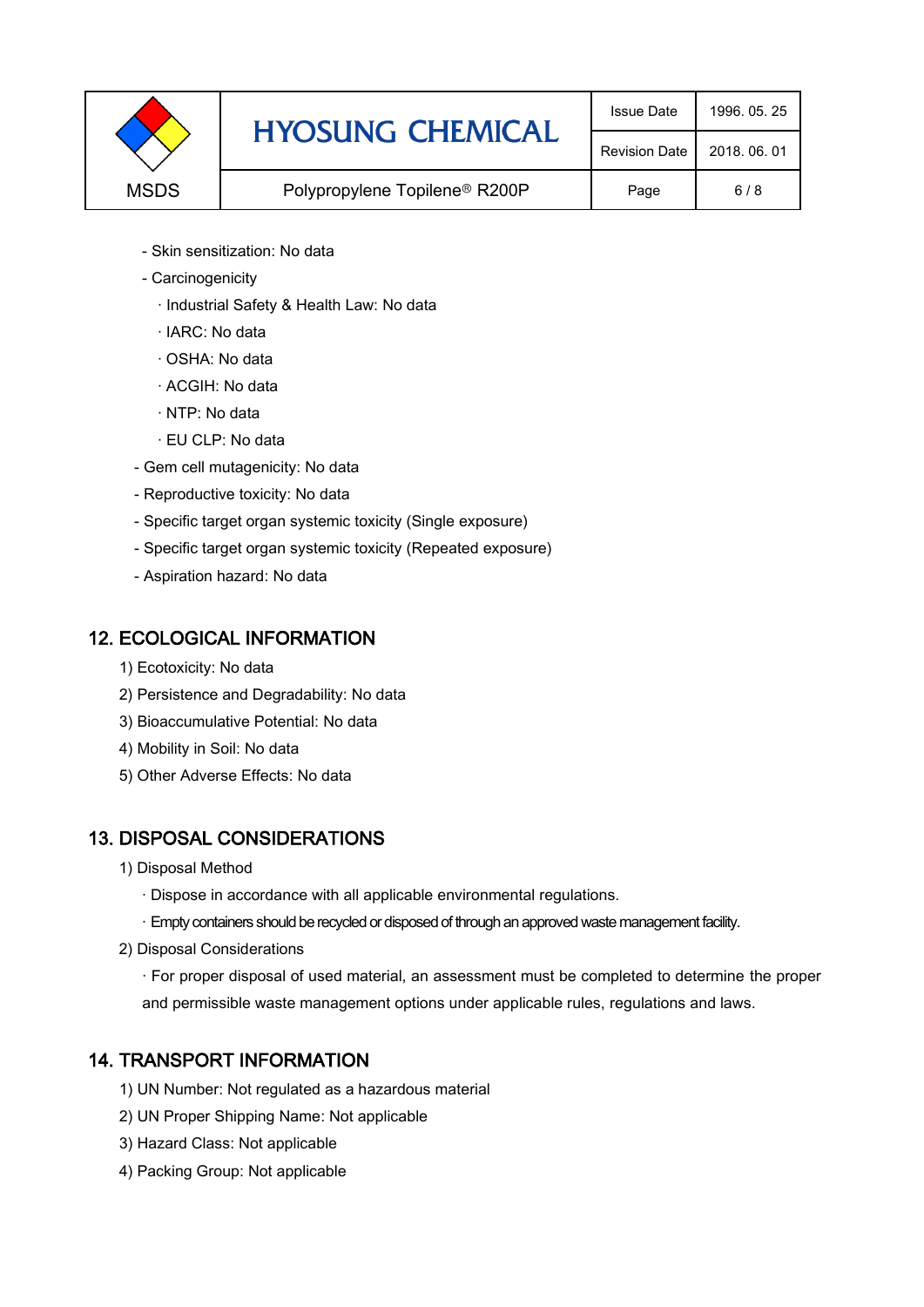- Skin sensitization: No data
- Carcinogenicity
  - · Industrial Safety & Health Law: No data
  - · IARC: No data
  - · OSHA: No data
  - · ACGIH: No data
  - · NTP: No data
  - · EU CLP: No data
- Gem cell mutagenicity: No data
- Reproductive toxicity: No data
- Specific target organ systemic toxicity (Single exposure)
- Specific target organ systemic toxicity (Repeated exposure)
- Aspiration hazard: No data

## 12. ECOLOGICAL INFORMATION

1) Ecotoxicity: No data
2) Persistence and Degradability: No data
3) Bioaccumulative Potential: No data
4) Mobility in Soil: No data
5) Other Adverse Effects: No data

## 13. DISPOSAL CONSIDERATIONS

1) Disposal Method
   - · Dispose in accordance with all applicable environmental regulations.
   - · Empty containers should be recycled or disposed of through an approved waste management facility.
2) Disposal Considerations
   - · For proper disposal of used material, an assessment must be completed to determine the proper and permissible waste management options under applicable rules, regulations and laws.

## 14. TRANSPORT INFORMATION

1) UN Number: Not regulated as a hazardous material
2) UN Proper Shipping Name: Not applicable
3) Hazard Class: Not applicable
4) Packing Group: Not applicable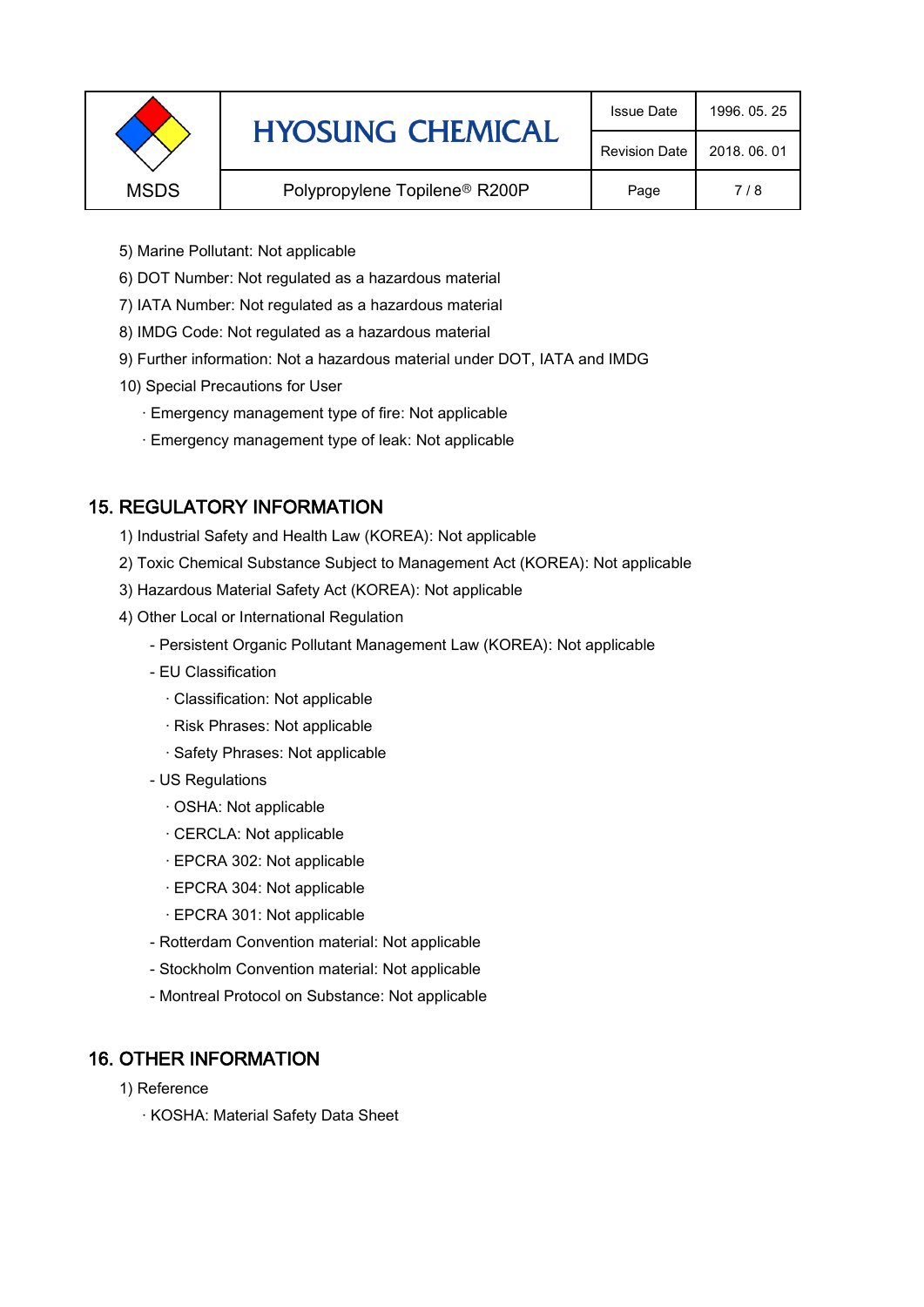5) Marine Pollutant: Not applicable

6) DOT Number: Not regulated as a hazardous material

7) IATA Number: Not regulated as a hazardous material

8) IMDG Code: Not regulated as a hazardous material

9) Further information: Not a hazardous material under DOT, IATA and IMDG

10) Special Precautions for User

· Emergency management type of fire: Not applicable

· Emergency management type of leak: Not applicable

## 15. REGULATORY INFORMATION

1) Industrial Safety and Health Law (KOREA): Not applicable

2) Toxic Chemical Substance Subject to Management Act (KOREA): Not applicable

3) Hazardous Material Safety Act (KOREA): Not applicable

4) Other Local or International Regulation

- Persistent Organic Pollutant Management Law (KOREA): Not applicable
- EU Classification
  - · Classification: Not applicable
  - · Risk Phrases: Not applicable
  - · Safety Phrases: Not applicable
- US Regulations
  - · OSHA: Not applicable
  - · CERCLA: Not applicable
  - · EPCRA 302: Not applicable
  - · EPCRA 304: Not applicable
  - · EPCRA 301: Not applicable
- Rotterdam Convention material: Not applicable
- Stockholm Convention material: Not applicable
- Montreal Protocol on Substance: Not applicable

## 16. OTHER INFORMATION

1) Reference

· KOSHA: Material Safety Data Sheet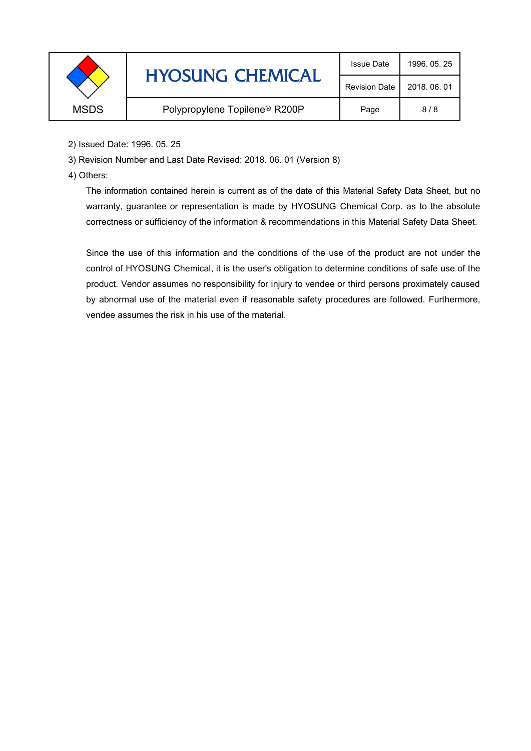2) Issued Date: 1996. 05. 25

3) Revision Number and Last Date Revised: 2018. 06. 01 (Version 8)

4) Others:

The information contained herein is current as of the date of this Material Safety Data Sheet, but no warranty, guarantee or representation is made by HYOSUNG Chemical Corp. as to the absolute correctness or sufficiency of the information & recommendations in this Material Safety Data Sheet.

Since the use of this information and the conditions of the use of the product are not under the control of HYOSUNG Chemical, it is the user's obligation to determine conditions of safe use of the product. Vendor assumes no responsibility for injury to vendee or third persons proximately caused by abnormal use of the material even if reasonable safety procedures are followed. Furthermore, vendee assumes the risk in his use of the material.